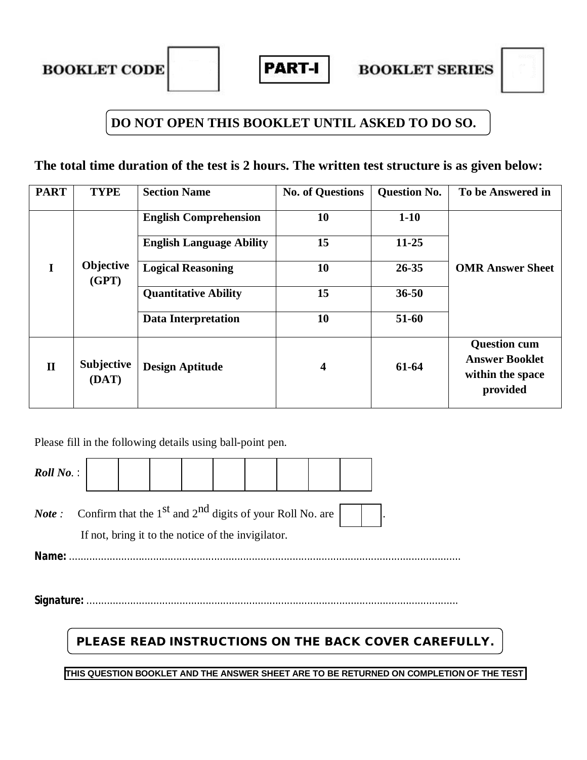**BOOKLET CODE** | **PART-I** | **BOOKLET SERIES**

**DO NOT OPEN THIS BOOKLET UNTIL ASKED TO DO SO.**

**The total time duration of the test is 2 hours. The written test structure is as given below:**

| PART | TYPE | Section Name | No. of Questions | Question No. | To be Answered in |
|---|---|---|---|---|---|
| I | Objective (GPT) | English Comprehension | 10 | 1-10 | OMR Answer Sheet |
| | | English Language Ability | 15 | 11-25 | |
| | | Logical Reasoning | 10 | 26-35 | |
| | | Quantitative Ability | 15 | 36-50 | |
| | | Data Interpretation | 10 | 51-60 | |
| II | Subjective (DAT) | Design Aptitude | 4 | 61-64 | Question cum Answer Booklet within the space provided |

Please fill in the following details using ball-point pen.

*Roll No.* : | | | | | | | | | |

*Note :* Confirm that the 1st and 2nd digits of your Roll No. are | | | .

If not, bring it to the notice of the invigilator.

**Name:** ........................................................................................................................

**Signature:** ..................................................................................................................

**PLEASE READ INSTRUCTIONS ON THE BACK COVER CAREFULLY.**

**THIS QUESTION BOOKLET AND THE ANSWER SHEET ARE TO BE RETURNED ON COMPLETION OF THE TEST**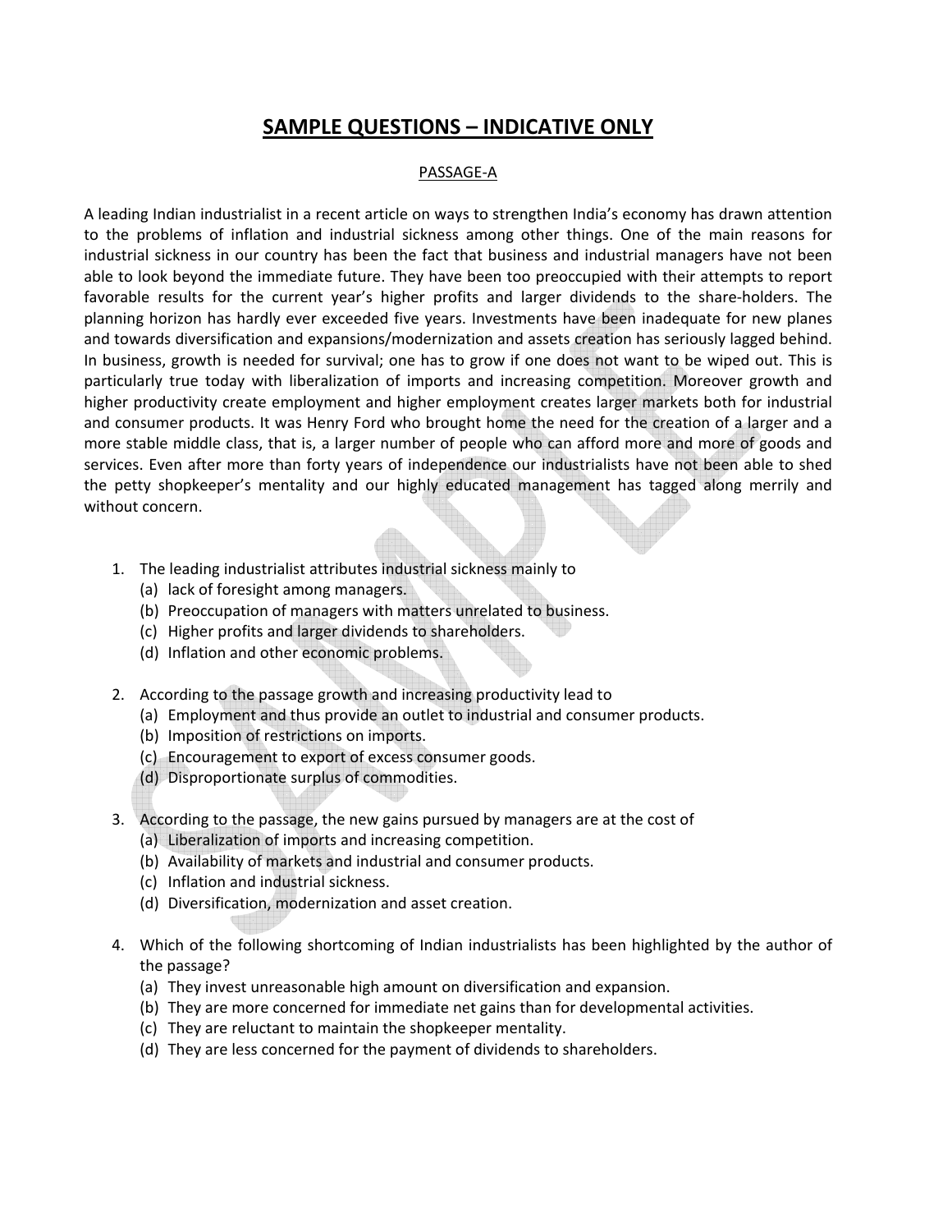## SAMPLE QUESTIONS – INDICATIVE ONLY

### PASSAGE-A

A leading Indian industrialist in a recent article on ways to strengthen India's economy has drawn attention to the problems of inflation and industrial sickness among other things. One of the main reasons for industrial sickness in our country has been the fact that business and industrial managers have not been able to look beyond the immediate future. They have been too preoccupied with their attempts to report favorable results for the current year's higher profits and larger dividends to the share-holders. The planning horizon has hardly ever exceeded five years. Investments have been inadequate for new planes and towards diversification and expansions/modernization and assets creation has seriously lagged behind. In business, growth is needed for survival; one has to grow if one does not want to be wiped out. This is particularly true today with liberalization of imports and increasing competition. Moreover growth and higher productivity create employment and higher employment creates larger markets both for industrial and consumer products. It was Henry Ford who brought home the need for the creation of a larger and a more stable middle class, that is, a larger number of people who can afford more and more of goods and services. Even after more than forty years of independence our industrialists have not been able to shed the petty shopkeeper's mentality and our highly educated management has tagged along merrily and without concern.

1. The leading industrialist attributes industrial sickness mainly to
   (a) lack of foresight among managers.
   (b) Preoccupation of managers with matters unrelated to business.
   (c) Higher profits and larger dividends to shareholders.
   (d) Inflation and other economic problems.

2. According to the passage growth and increasing productivity lead to
   (a) Employment and thus provide an outlet to industrial and consumer products.
   (b) Imposition of restrictions on imports.
   (c) Encouragement to export of excess consumer goods.
   (d) Disproportionate surplus of commodities.

3. According to the passage, the new gains pursued by managers are at the cost of
   (a) Liberalization of imports and increasing competition.
   (b) Availability of markets and industrial and consumer products.
   (c) Inflation and industrial sickness.
   (d) Diversification, modernization and asset creation.

4. Which of the following shortcoming of Indian industrialists has been highlighted by the author of the passage?
   (a) They invest unreasonable high amount on diversification and expansion.
   (b) They are more concerned for immediate net gains than for developmental activities.
   (c) They are reluctant to maintain the shopkeeper mentality.
   (d) They are less concerned for the payment of dividends to shareholders.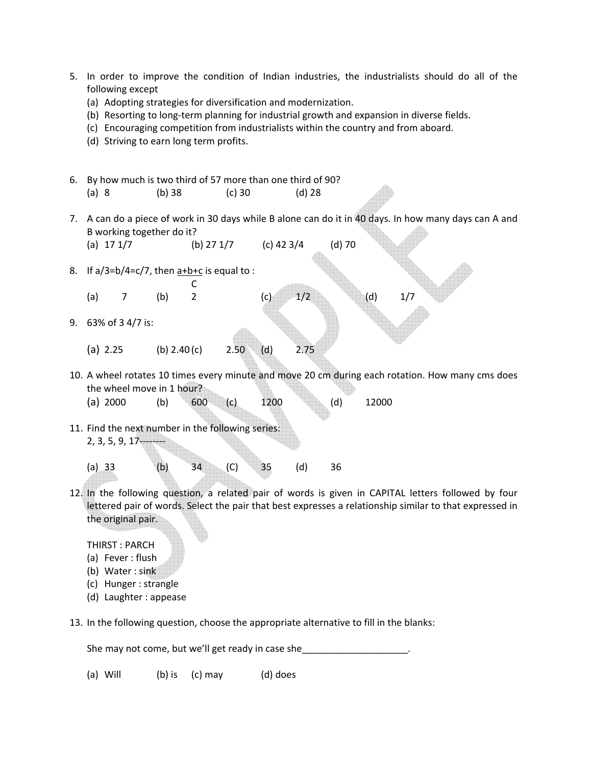5. In order to improve the condition of Indian industries, the industrialists should do all of the following except
   (a) Adopting strategies for diversification and modernization.
   (b) Resorting to long-term planning for industrial growth and expansion in diverse fields.
   (c) Encouraging competition from industrialists within the country and from aboard.
   (d) Striving to earn long term profits.

6. By how much is two third of 57 more than one third of 90?
   (a) 8 (b) 38 (c) 30 (d) 28

7. A can do a piece of work in 30 days while B alone can do it in 40 days. In how many days can A and B working together do it?
   (a) 17 1/7 (b) 27 1/7 (c) 42 3/4 (d) 70

8. If a/3=b/4=c/7, then $\frac{a+b+c}{C}$ is equal to :
   (a) 7 (b) 2 (c) 1/2 (d) 1/7

9. 63% of 3 4/7 is:
   (a) 2.25 (b) 2.40 (c) 2.50 (d) 2.75

10. A wheel rotates 10 times every minute and move 20 cm during each rotation. How many cms does the wheel move in 1 hour?
    (a) 2000 (b) 600 (c) 1200 (d) 12000

11. Find the next number in the following series:
    2, 3, 5, 9, 17--------
    (a) 33 (b) 34 (C) 35 (d) 36

12. In the following question, a related pair of words is given in CAPITAL letters followed by four lettered pair of words. Select the pair that best expresses a relationship similar to that expressed in the original pair.

    THIRST : PARCH
    (a) Fever : flush
    (b) Water : sink
    (c) Hunger : strangle
    (d) Laughter : appease

13. In the following question, choose the appropriate alternative to fill in the blanks:

    She may not come, but we'll get ready in case she____________________.

    (a) Will (b) is (c) may (d) does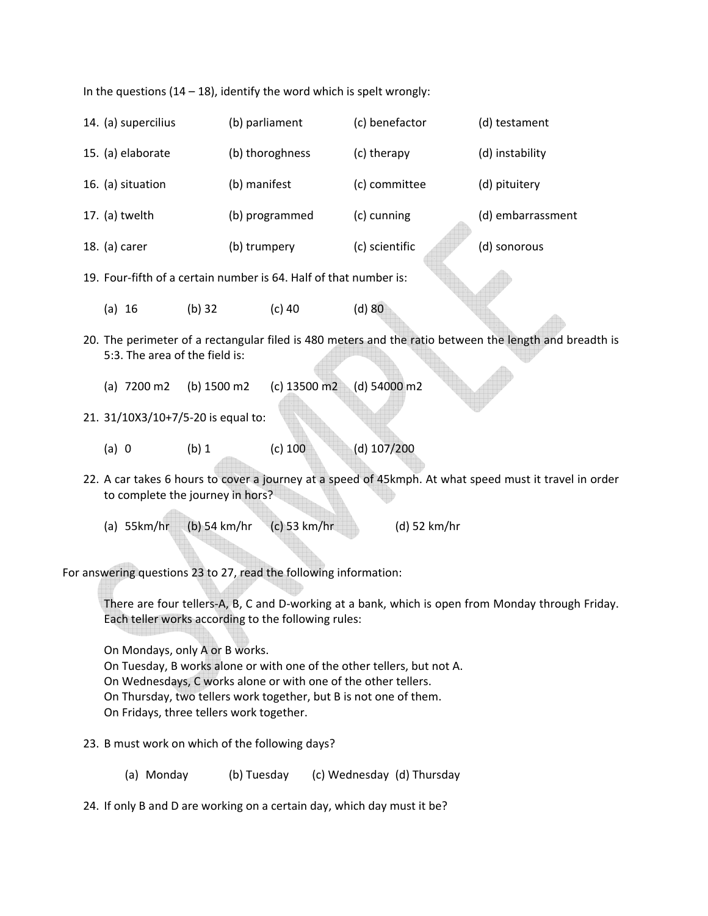In the questions (14 – 18), identify the word which is spelt wrongly:

14. (a) supercilius (b) parliament (c) benefactor (d) testament

15. (a) elaborate (b) thoroghness (c) therapy (d) instability

16. (a) situation (b) manifest (c) committee (d) pituitery

17. (a) twelth (b) programmed (c) cunning (d) embarrassment

18. (a) carer (b) trumpery (c) scientific (d) sonorous

19. Four-fifth of a certain number is 64. Half of that number is:

    (a) 16 (b) 32 (c) 40 (d) 80

20. The perimeter of a rectangular filed is 480 meters and the ratio between the length and breadth is 5:3. The area of the field is:

    (a) 7200 m2 (b) 1500 m2 (c) 13500 m2 (d) 54000 m2

21. 31/10X3/10+7/5-20 is equal to:

    (a) 0 (b) 1 (c) 100 (d) 107/200

22. A car takes 6 hours to cover a journey at a speed of 45kmph. At what speed must it travel in order to complete the journey in hors?

    (a) 55km/hr (b) 54 km/hr (c) 53 km/hr (d) 52 km/hr

For answering questions 23 to 27, read the following information:

There are four tellers-A, B, C and D-working at a bank, which is open from Monday through Friday. Each teller works according to the following rules:

On Mondays, only A or B works.
On Tuesday, B works alone or with one of the other tellers, but not A.
On Wednesdays, C works alone or with one of the other tellers.
On Thursday, two tellers work together, but B is not one of them.
On Fridays, three tellers work together.

23. B must work on which of the following days?

    (a) Monday (b) Tuesday (c) Wednesday (d) Thursday

24. If only B and D are working on a certain day, which day must it be?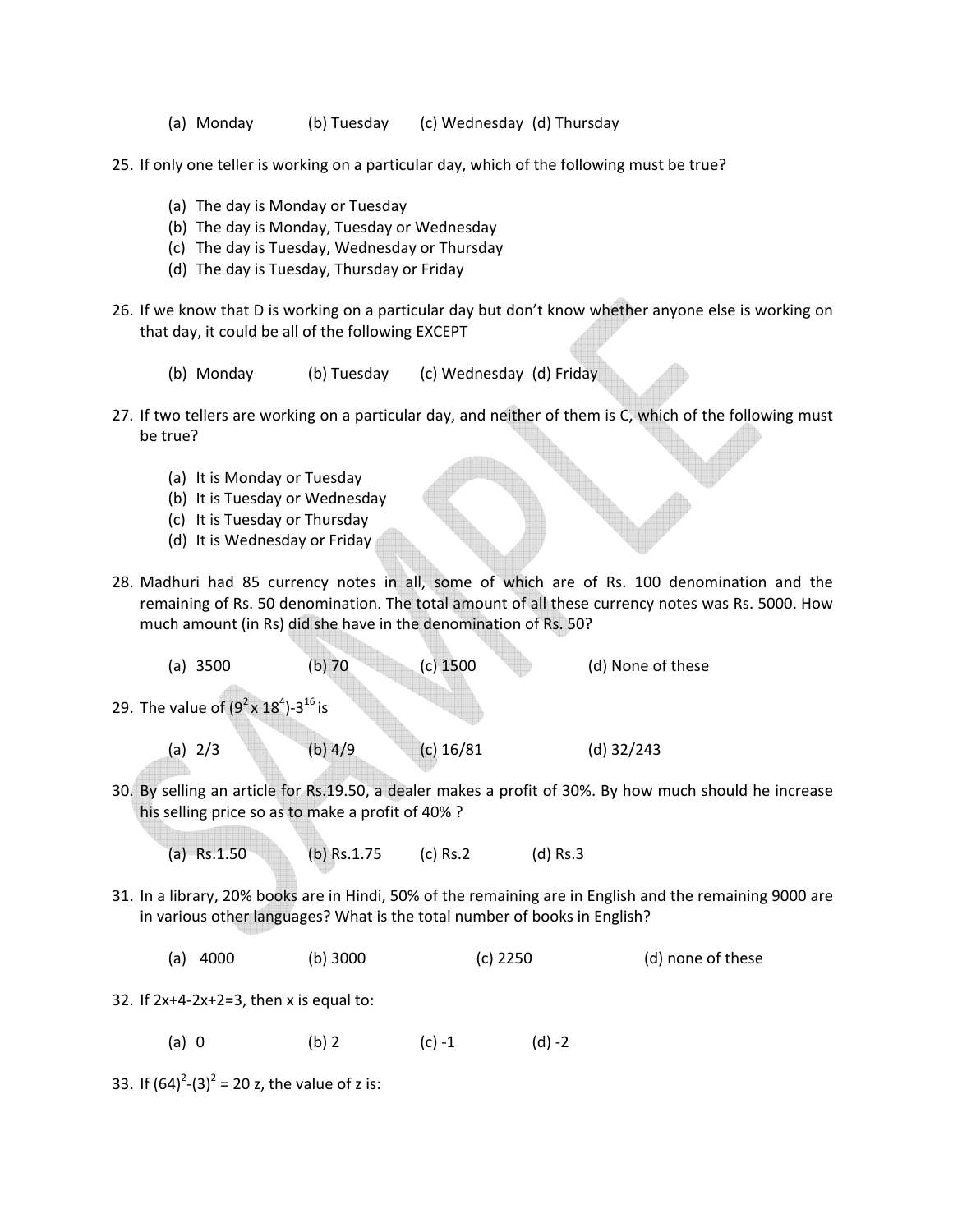(a) Monday (b) Tuesday (c) Wednesday (d) Thursday

25. If only one teller is working on a particular day, which of the following must be true?

    (a) The day is Monday or Tuesday
    (b) The day is Monday, Tuesday or Wednesday
    (c) The day is Tuesday, Wednesday or Thursday
    (d) The day is Tuesday, Thursday or Friday

26. If we know that D is working on a particular day but don't know whether anyone else is working on that day, it could be all of the following EXCEPT

    (b) Monday (b) Tuesday (c) Wednesday (d) Friday

27. If two tellers are working on a particular day, and neither of them is C, which of the following must be true?

    (a) It is Monday or Tuesday
    (b) It is Tuesday or Wednesday
    (c) It is Tuesday or Thursday
    (d) It is Wednesday or Friday

28. Madhuri had 85 currency notes in all, some of which are of Rs. 100 denomination and the remaining of Rs. 50 denomination. The total amount of all these currency notes was Rs. 5000. How much amount (in Rs) did she have in the denomination of Rs. 50?

    (a) 3500 (b) 70 (c) 1500 (d) None of these

29. The value of $(9^2 \times 18^4) - 3^{16}$ is

    (a) 2/3 (b) 4/9 (c) 16/81 (d) 32/243

30. By selling an article for Rs.19.50, a dealer makes a profit of 30%. By how much should he increase his selling price so as to make a profit of 40% ?

    (a) Rs.1.50 (b) Rs.1.75 (c) Rs.2 (d) Rs.3

31. In a library, 20% books are in Hindi, 50% of the remaining are in English and the remaining 9000 are in various other languages? What is the total number of books in English?

    (a) 4000 (b) 3000 (c) 2250 (d) none of these

32. If $2x+4-2x+2=3$, then x is equal to:

    (a) 0 (b) 2 (c) -1 (d) -2

33. If $(64)^2-(3)^2 = 20\,z$, the value of z is: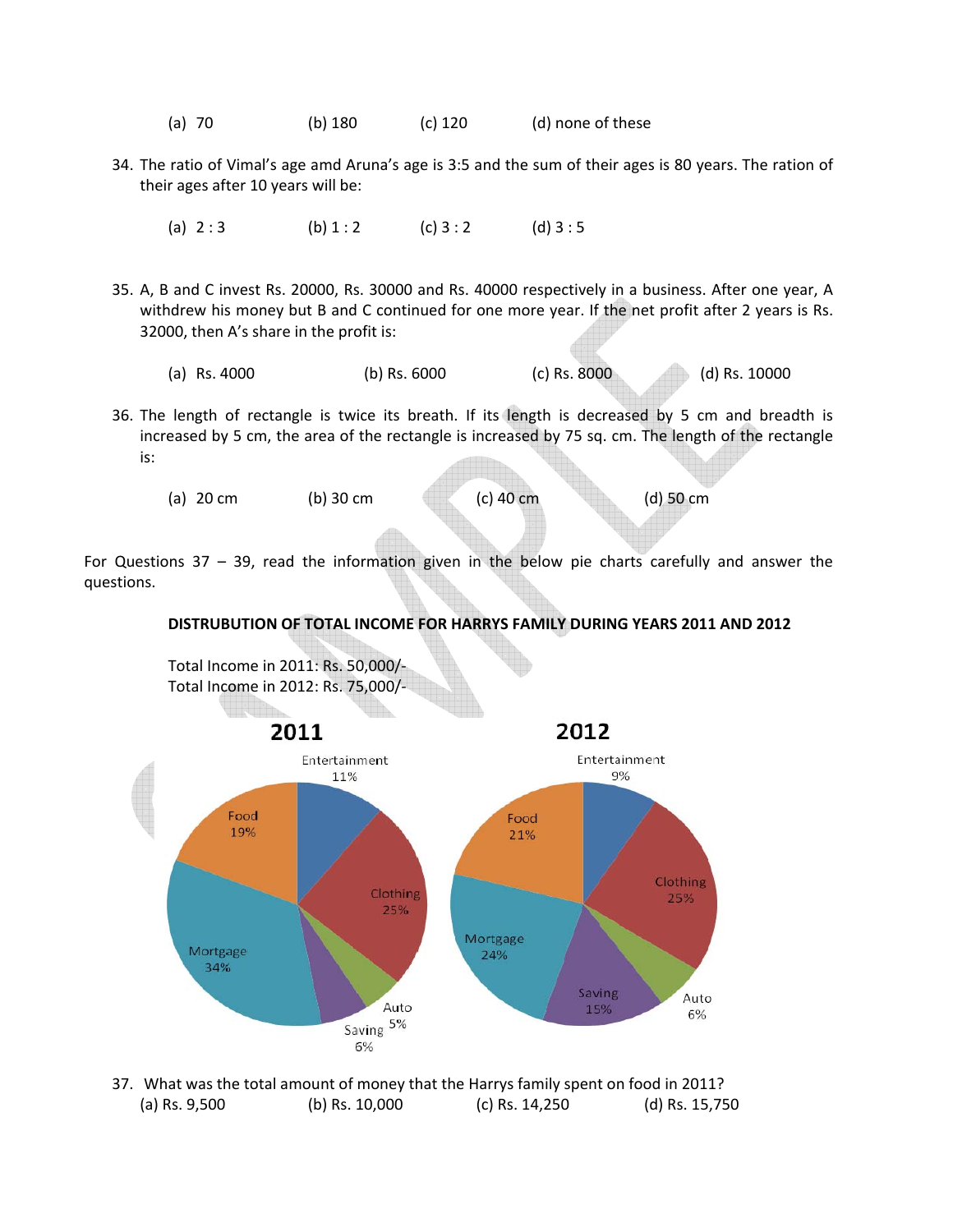(a) 70 (b) 180 (c) 120 (d) none of these

34. The ratio of Vimal's age amd Aruna's age is 3:5 and the sum of their ages is 80 years. The ration of their ages after 10 years will be:

 (a) 2 : 3 (b) 1 : 2 (c) 3 : 2 (d) 3 : 5

35. A, B and C invest Rs. 20000, Rs. 30000 and Rs. 40000 respectively in a business. After one year, A withdrew his money but B and C continued for one more year. If the net profit after 2 years is Rs. 32000, then A's share in the profit is:

 (a) Rs. 4000 (b) Rs. 6000 (c) Rs. 8000 (d) Rs. 10000

36. The length of rectangle is twice its breath. If its length is decreased by 5 cm and breadth is increased by 5 cm, the area of the rectangle is increased by 75 sq. cm. The length of the rectangle is:

 (a) 20 cm (b) 30 cm (c) 40 cm (d) 50 cm

For Questions 37 – 39, read the information given in the below pie charts carefully and answer the questions.

**DISTRUBUTION OF TOTAL INCOME FOR HARRYS FAMILY DURING YEARS 2011 AND 2012**

Total Income in 2011: Rs. 50,000/-
Total Income in 2012: Rs. 75,000/-

**2011**

Entertainment 11%
Food 19%
Clothing 25%
Mortgage 34%
Auto 5%
Saving 6%

**2012**

Entertainment 9%
Food 21%
Clothing 25%
Mortgage 24%
Saving 15%
Auto 6%

37. What was the total amount of money that the Harrys family spent on food in 2011?
 (a) Rs. 9,500 (b) Rs. 10,000 (c) Rs. 14,250 (d) Rs. 15,750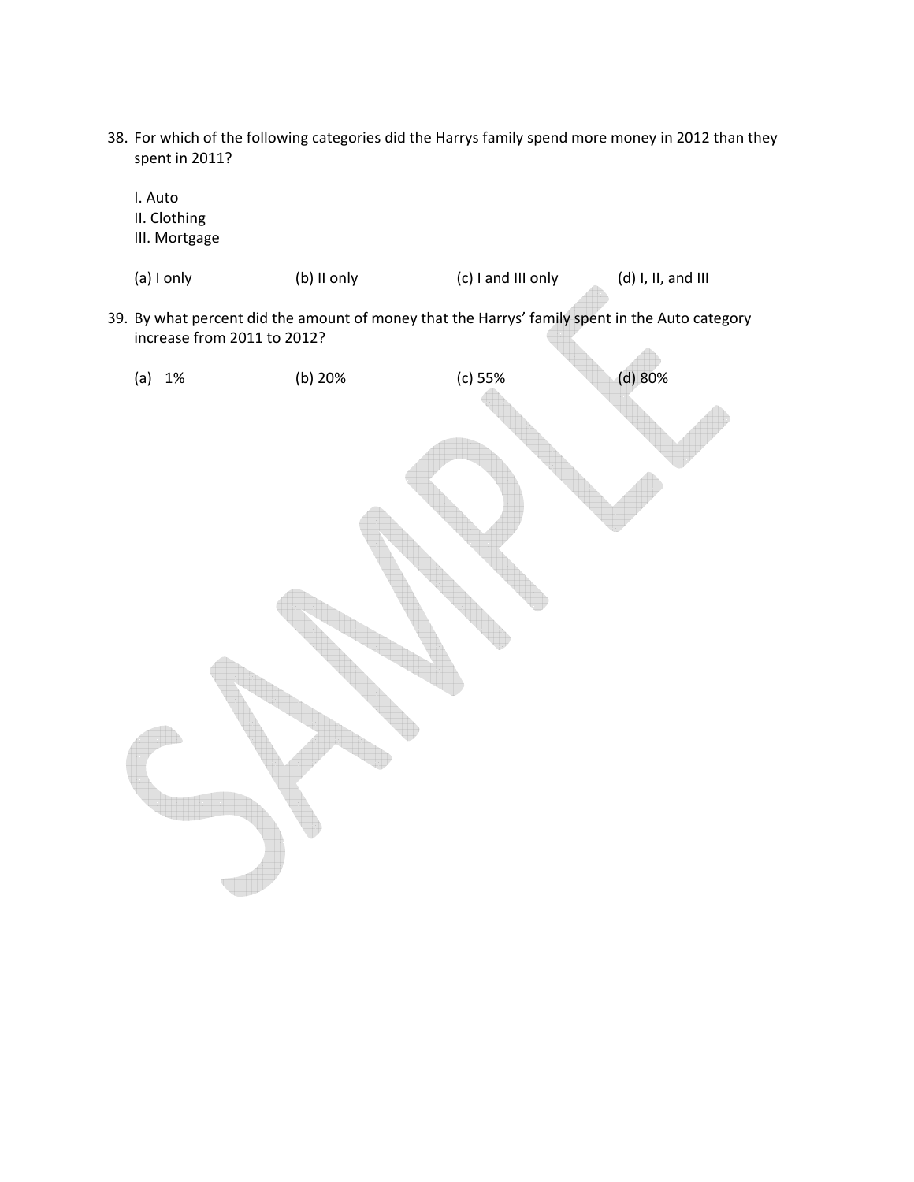38. For which of the following categories did the Harrys family spend more money in 2012 than they spent in 2011?

    I. Auto
    II. Clothing
    III. Mortgage

    (a) I only (b) II only (c) I and III only (d) I, II, and III

39. By what percent did the amount of money that the Harrys' family spent in the Auto category increase from 2011 to 2012?

    (a) 1% (b) 20% (c) 55% (d) 80%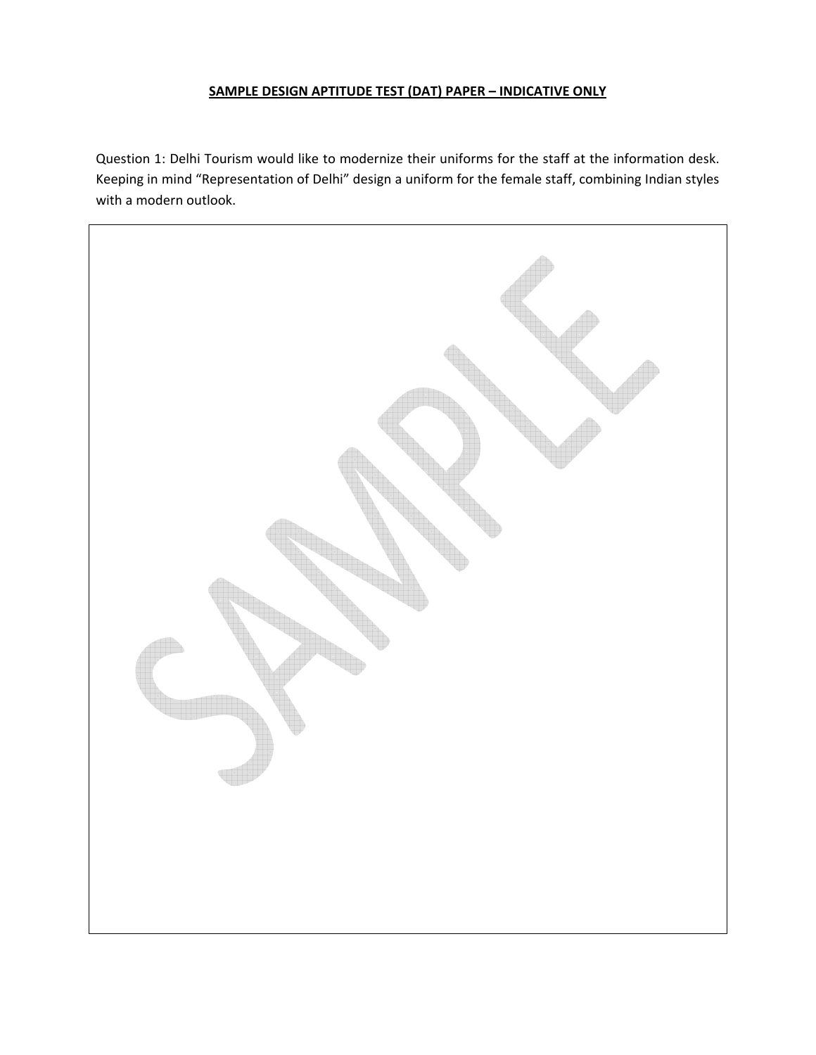**SAMPLE DESIGN APTITUDE TEST (DAT) PAPER – INDICATIVE ONLY**

Question 1: Delhi Tourism would like to modernize their uniforms for the staff at the information desk. Keeping in mind "Representation of Delhi" design a uniform for the female staff, combining Indian styles with a modern outlook.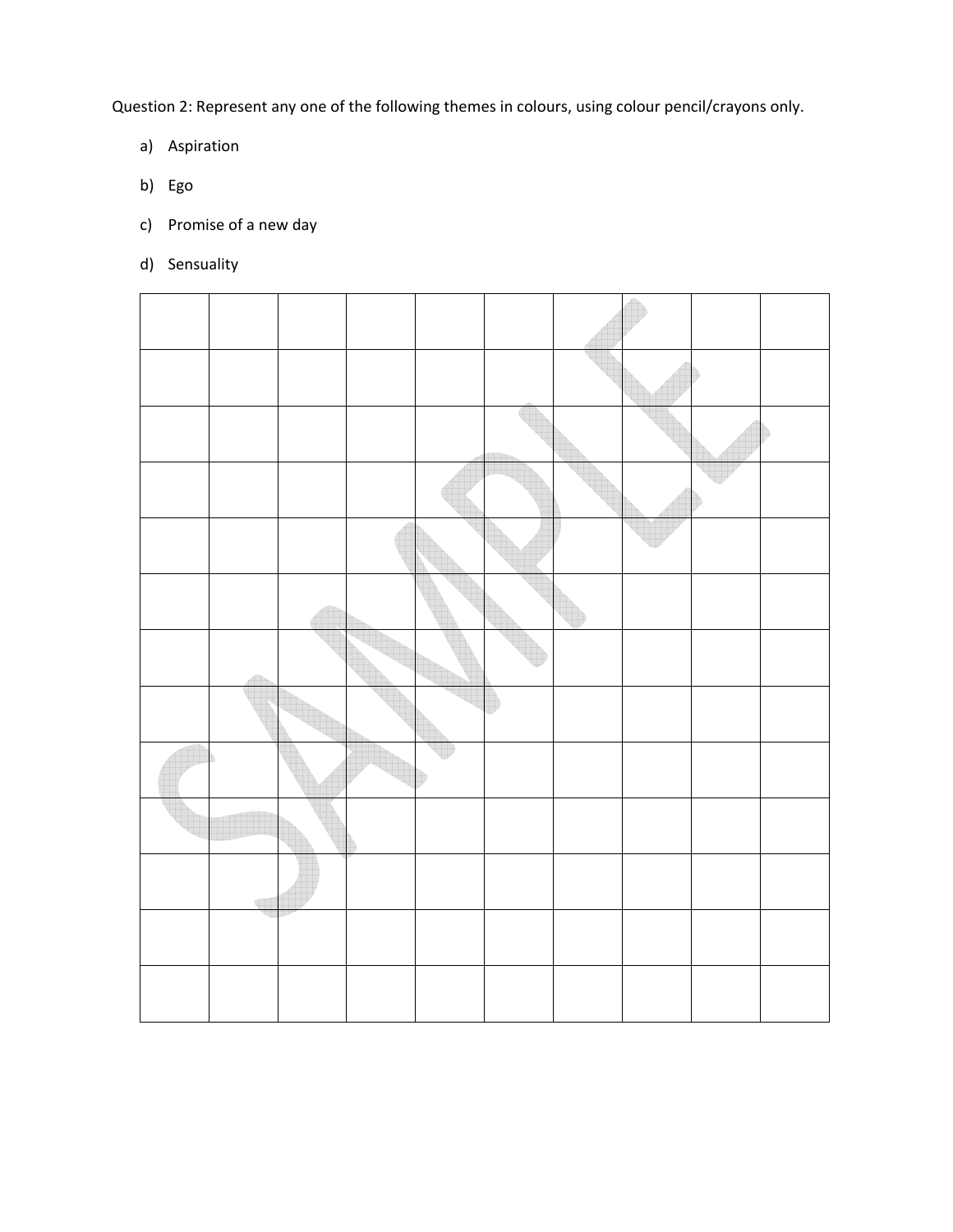Question 2: Represent any one of the following themes in colours, using colour pencil/crayons only.

a) Aspiration

b) Ego

c) Promise of a new day

d) Sensuality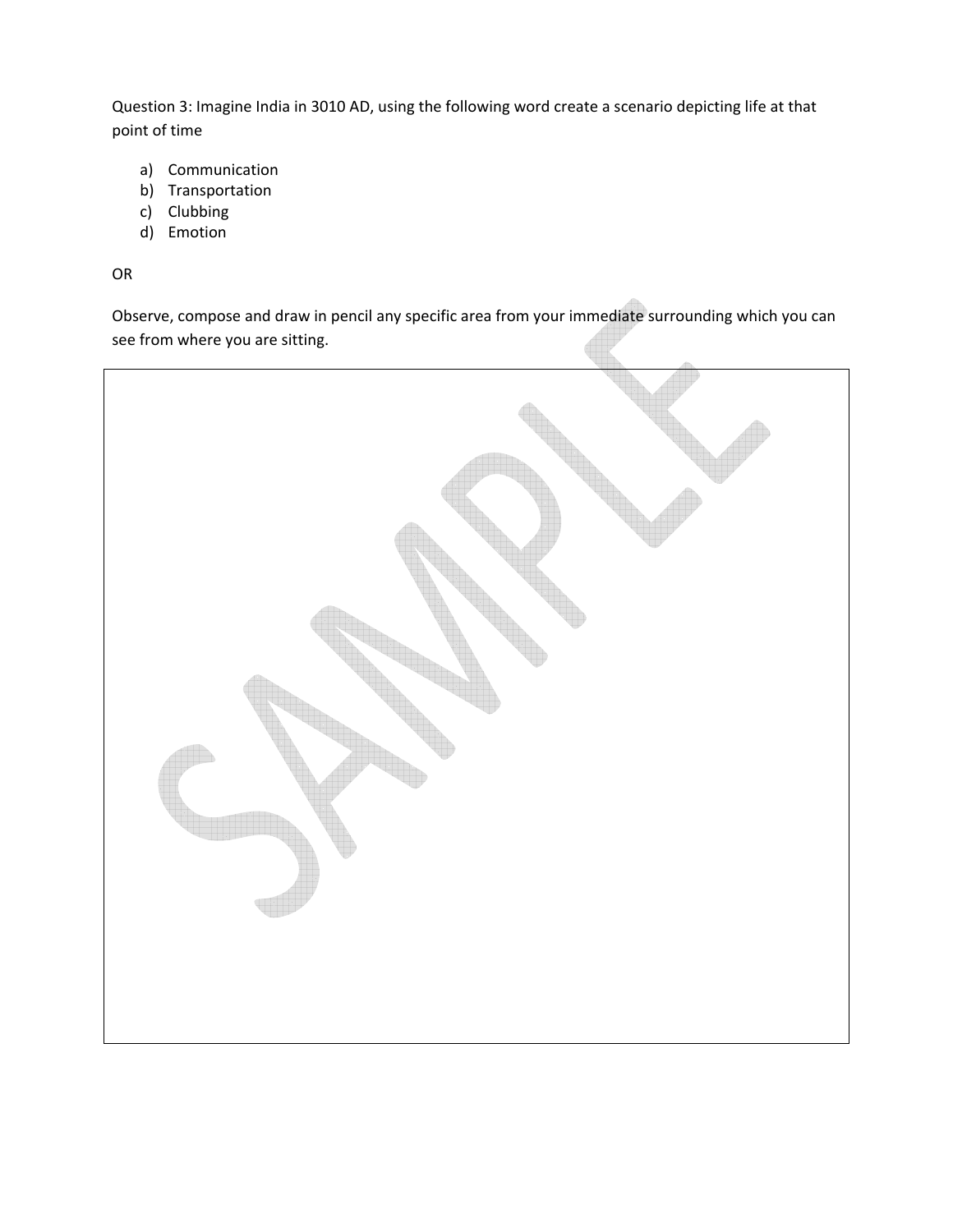Question 3: Imagine India in 3010 AD, using the following word create a scenario depicting life at that point of time

a) Communication
b) Transportation
c) Clubbing
d) Emotion

OR

Observe, compose and draw in pencil any specific area from your immediate surrounding which you can see from where you are sitting.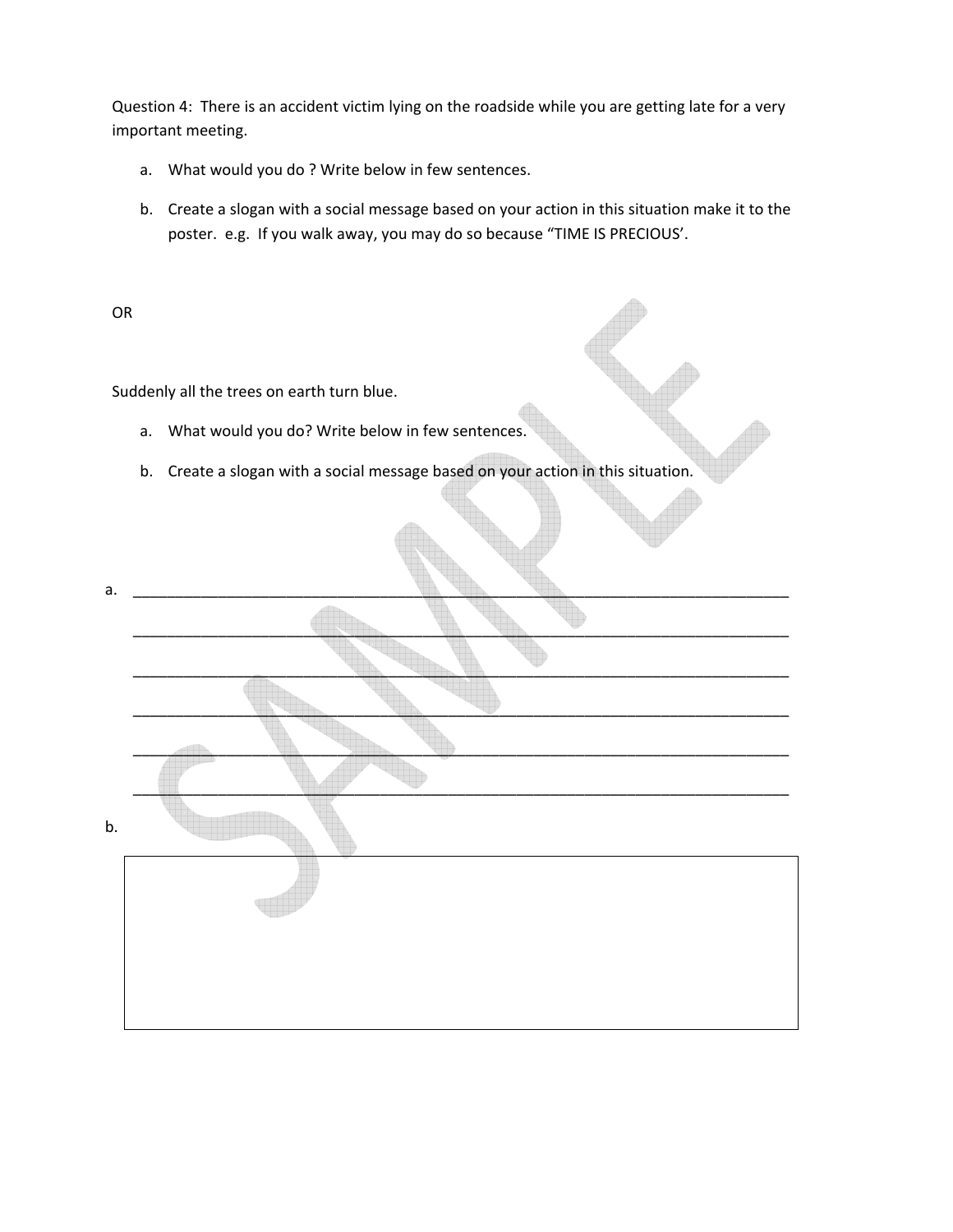Question 4: There is an accident victim lying on the roadside while you are getting late for a very important meeting.

a. What would you do ? Write below in few sentences.
b. Create a slogan with a social message based on your action in this situation make it to the poster. e.g. If you walk away, you may do so because "TIME IS PRECIOUS'.

OR

Suddenly all the trees on earth turn blue.

a. What would you do? Write below in few sentences.
b. Create a slogan with a social message based on your action in this situation.

a. ________________________________________________________________________

________________________________________________________________________

________________________________________________________________________

________________________________________________________________________

________________________________________________________________________

________________________________________________________________________

b.

| |
|---|
| |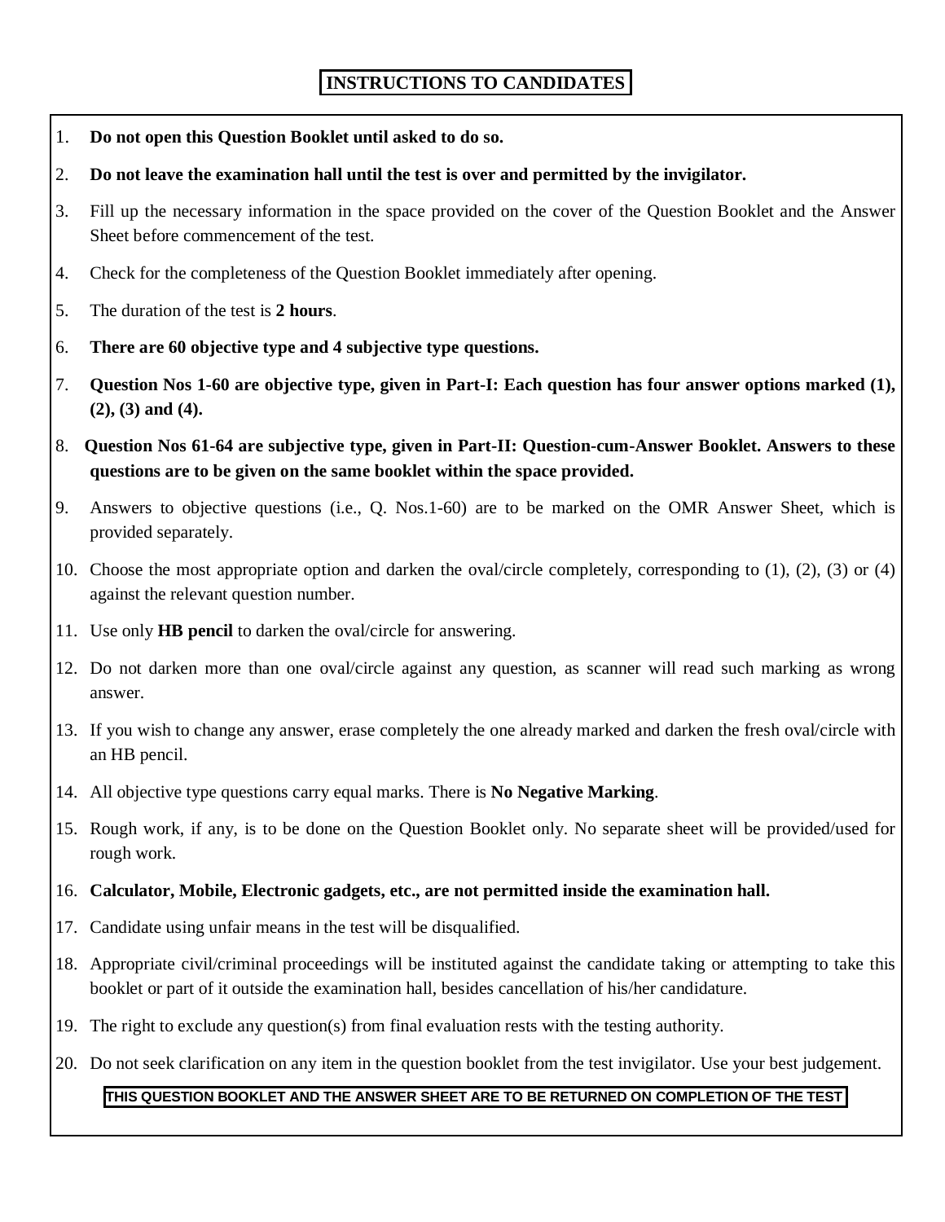# INSTRUCTIONS TO CANDIDATES

1. **Do not open this Question Booklet until asked to do so.**
2. **Do not leave the examination hall until the test is over and permitted by the invigilator.**
3. Fill up the necessary information in the space provided on the cover of the Question Booklet and the Answer Sheet before commencement of the test.
4. Check for the completeness of the Question Booklet immediately after opening.
5. The duration of the test is **2 hours**.
6. **There are 60 objective type and 4 subjective type questions.**
7. **Question Nos 1-60 are objective type, given in Part-I: Each question has four answer options marked (1), (2), (3) and (4).**
8. **Question Nos 61-64 are subjective type, given in Part-II: Question-cum-Answer Booklet. Answers to these questions are to be given on the same booklet within the space provided.**
9. Answers to objective questions (i.e., Q. Nos.1-60) are to be marked on the OMR Answer Sheet, which is provided separately.
10. Choose the most appropriate option and darken the oval/circle completely, corresponding to (1), (2), (3) or (4) against the relevant question number.
11. Use only **HB pencil** to darken the oval/circle for answering.
12. Do not darken more than one oval/circle against any question, as scanner will read such marking as wrong answer.
13. If you wish to change any answer, erase completely the one already marked and darken the fresh oval/circle with an HB pencil.
14. All objective type questions carry equal marks. There is **No Negative Marking**.
15. Rough work, if any, is to be done on the Question Booklet only. No separate sheet will be provided/used for rough work.
16. **Calculator, Mobile, Electronic gadgets, etc., are not permitted inside the examination hall.**
17. Candidate using unfair means in the test will be disqualified.
18. Appropriate civil/criminal proceedings will be instituted against the candidate taking or attempting to take this booklet or part of it outside the examination hall, besides cancellation of his/her candidature.
19. The right to exclude any question(s) from final evaluation rests with the testing authority.
20. Do not seek clarification on any item in the question booklet from the test invigilator. Use your best judgement.

**THIS QUESTION BOOKLET AND THE ANSWER SHEET ARE TO BE RETURNED ON COMPLETION OF THE TEST**